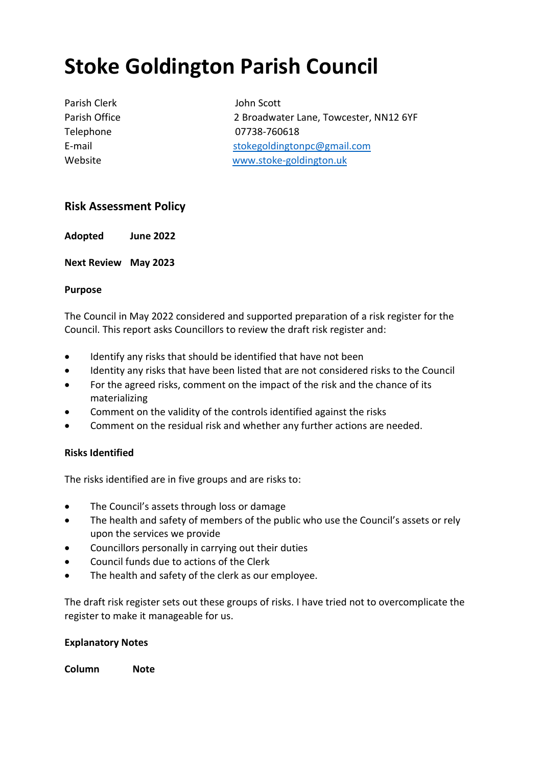# Stoke Goldington Parish Council

| | |
|---|---|
| Parish Clerk | John Scott |
| Parish Office | 2 Broadwater Lane, Towcester, NN12 6YF |
| Telephone | 07738-760618 |
| E-mail | stokegoldingtonpc@gmail.com |
| Website | www.stoke-goldington.uk |

## Risk Assessment Policy

**Adopted June 2022**

**Next Review May 2023**

**Purpose**

The Council in May 2022 considered and supported preparation of a risk register for the Council. This report asks Councillors to review the draft risk register and:

- Identify any risks that should be identified that have not been
- Identity any risks that have been listed that are not considered risks to the Council
- For the agreed risks, comment on the impact of the risk and the chance of its materializing
- Comment on the validity of the controls identified against the risks
- Comment on the residual risk and whether any further actions are needed.

**Risks Identified**

The risks identified are in five groups and are risks to:

- The Council's assets through loss or damage
- The health and safety of members of the public who use the Council's assets or rely upon the services we provide
- Councillors personally in carrying out their duties
- Council funds due to actions of the Clerk
- The health and safety of the clerk as our employee.

The draft risk register sets out these groups of risks. I have tried not to overcomplicate the register to make it manageable for us.

**Explanatory Notes**

**Column Note**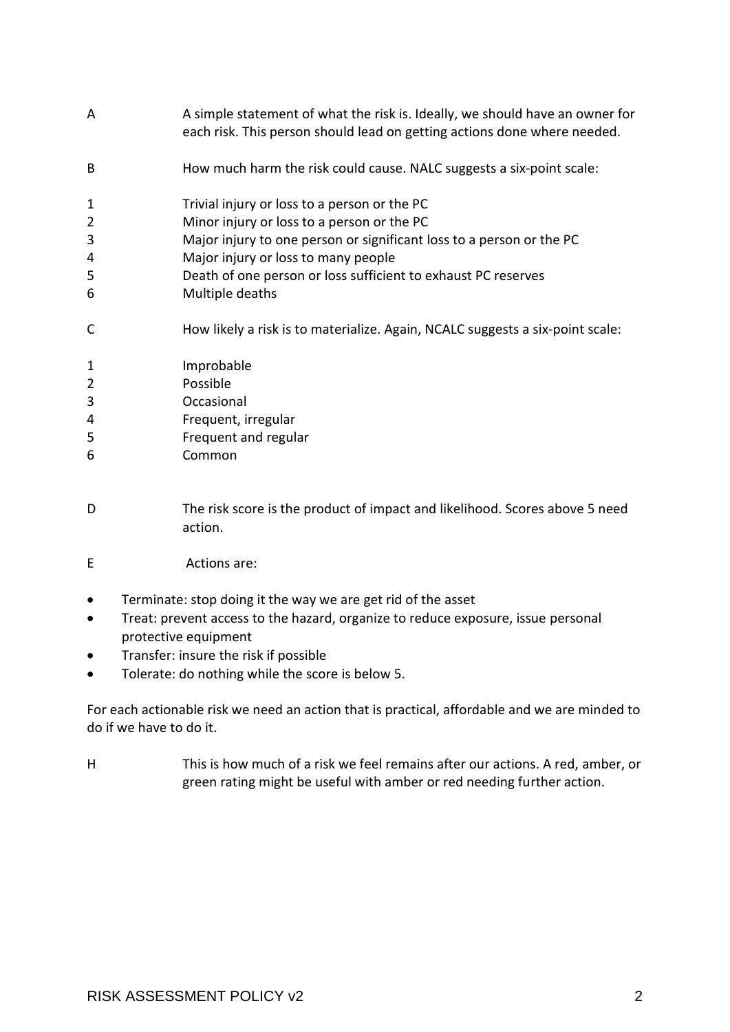A A simple statement of what the risk is. Ideally, we should have an owner for each risk. This person should lead on getting actions done where needed.

B How much harm the risk could cause. NALC suggests a six-point scale:

1 Trivial injury or loss to a person or the PC
2 Minor injury or loss to a person or the PC
3 Major injury to one person or significant loss to a person or the PC
4 Major injury or loss to many people
5 Death of one person or loss sufficient to exhaust PC reserves
6 Multiple deaths

C How likely a risk is to materialize. Again, NCALC suggests a six-point scale:

1 Improbable
2 Possible
3 Occasional
4 Frequent, irregular
5 Frequent and regular
6 Common

D The risk score is the product of impact and likelihood. Scores above 5 need action.

E Actions are:

- Terminate: stop doing it the way we are get rid of the asset
- Treat: prevent access to the hazard, organize to reduce exposure, issue personal protective equipment
- Transfer: insure the risk if possible
- Tolerate: do nothing while the score is below 5.

For each actionable risk we need an action that is practical, affordable and we are minded to do if we have to do it.

H This is how much of a risk we feel remains after our actions. A red, amber, or green rating might be useful with amber or red needing further action.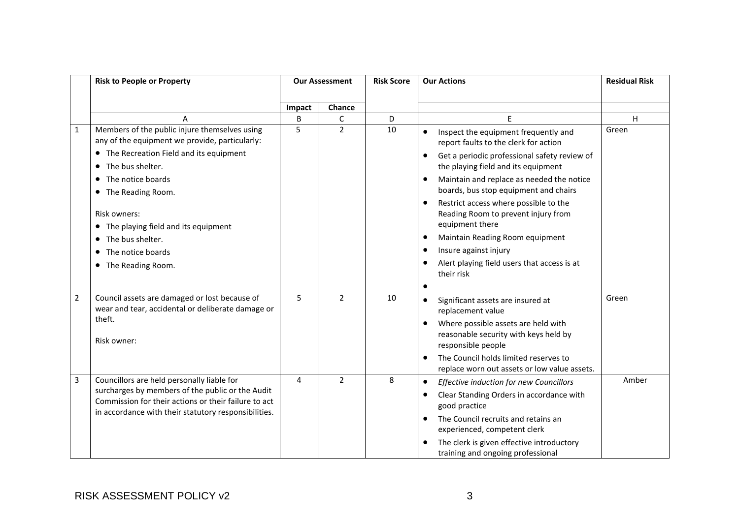|   | Risk to People or Property | Our Assessment |   | Risk Score | Our Actions | Residual Risk |
|---|---|---|---|---|---|---|
|   |   | Impact | Chance |   |   |   |
|   | A | B | C | D | E | H |
| 1 | Members of the public injure themselves using any of the equipment we provide, particularly:<br>• The Recreation Field and its equipment<br>• The bus shelter.<br>• The notice boards<br>• The Reading Room.<br><br>Risk owners:<br>• The playing field and its equipment<br>• The bus shelter.<br>• The notice boards<br>• The Reading Room. | 5 | 2 | 10 | • Inspect the equipment frequently and report faults to the clerk for action<br>• Get a periodic professional safety review of the playing field and its equipment<br>• Maintain and replace as needed the notice boards, bus stop equipment and chairs<br>• Restrict access where possible to the Reading Room to prevent injury from equipment there<br>• Maintain Reading Room equipment<br>• Insure against injury<br>• Alert playing field users that access is at their risk<br>• | Green |
| 2 | Council assets are damaged or lost because of wear and tear, accidental or deliberate damage or theft.<br><br>Risk owner: | 5 | 2 | 10 | • Significant assets are insured at replacement value<br>• Where possible assets are held with reasonable security with keys held by responsible people<br>• The Council holds limited reserves to replace worn out assets or low value assets. | Green |
| 3 | Councillors are held personally liable for surcharges by members of the public or the Audit Commission for their actions or their failure to act in accordance with their statutory responsibilities. | 4 | 2 | 8 | • *Effective induction for new Councillors*<br>• Clear Standing Orders in accordance with good practice<br>• The Council recruits and retains an experienced, competent clerk<br>• The clerk is given effective introductory training and ongoing professional | Amber |

RISK ASSESSMENT POLICY v2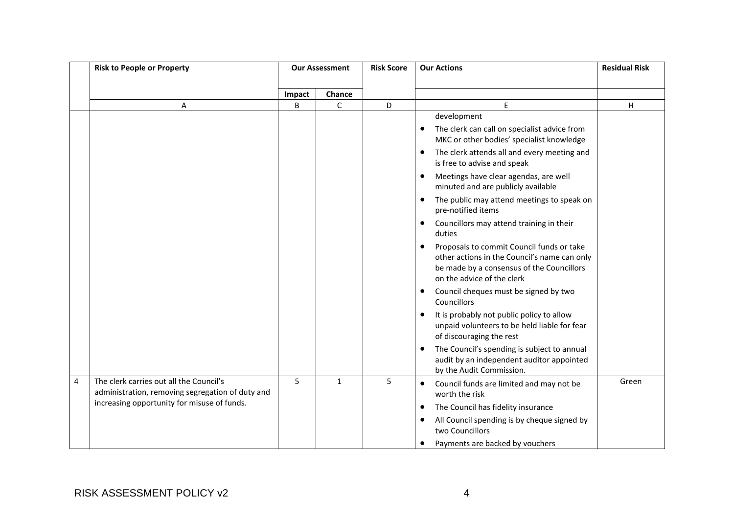| | Risk to People or Property | Our Assessment | | Risk Score | Our Actions | Residual Risk |
|---|---|---|---|---|---|---|
| | | Impact | Chance | | | |
| | A | B | C | D | E | H |
| | | | | | development<br>• The clerk can call on specialist advice from MKC or other bodies' specialist knowledge<br>• The clerk attends all and every meeting and is free to advise and speak<br>• Meetings have clear agendas, are well minuted and are publicly available<br>• The public may attend meetings to speak on pre-notified items<br>• Councillors may attend training in their duties<br>• Proposals to commit Council funds or take other actions in the Council's name can only be made by a consensus of the Councillors on the advice of the clerk<br>• Council cheques must be signed by two Councillors<br>• It is probably not public policy to allow unpaid volunteers to be held liable for fear of discouraging the rest<br>• The Council's spending is subject to annual audit by an independent auditor appointed by the Audit Commission. | |
| 4 | The clerk carries out all the Council's administration, removing segregation of duty and increasing opportunity for misuse of funds. | 5 | 1 | 5 | • Council funds are limited and may not be worth the risk<br>• The Council has fidelity insurance<br>• All Council spending is by cheque signed by two Councillors<br>• Payments are backed by vouchers | Green |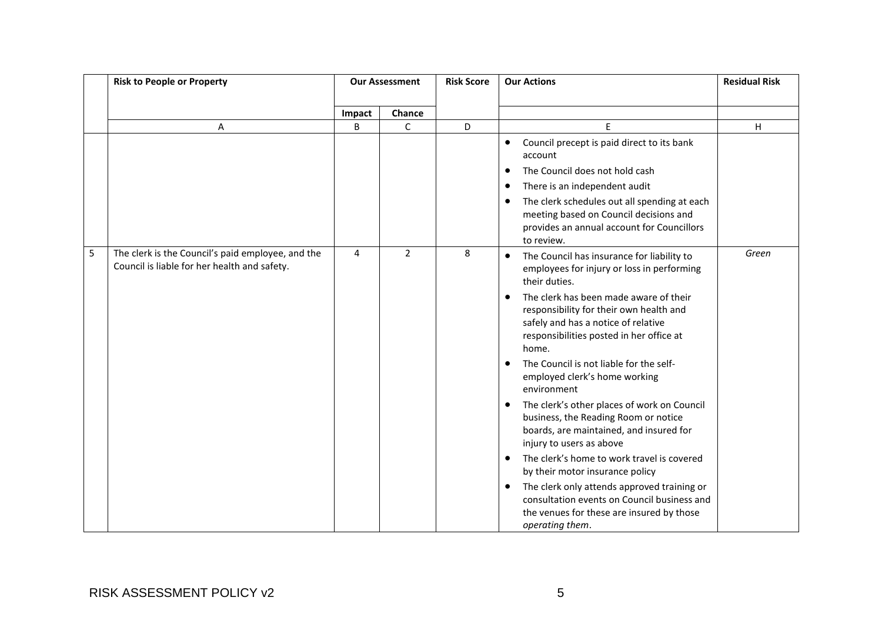| | Risk to People or Property | Our Assessment | | Risk Score | Our Actions | Residual Risk |
|---|---|---|---|---|---|---|
| | | Impact | Chance | | | |
| | A | B | C | D | E | H |
| | | | | | • Council precept is paid direct to its bank account<br>• The Council does not hold cash<br>• There is an independent audit<br>• The clerk schedules out all spending at each meeting based on Council decisions and provides an annual account for Councillors to review. | |
| 5 | The clerk is the Council's paid employee, and the Council is liable for her health and safety. | 4 | 2 | 8 | • The Council has insurance for liability to employees for injury or loss in performing their duties.<br>• The clerk has been made aware of their responsibility for their own health and safely and has a notice of relative responsibilities posted in her office at home.<br>• The Council is not liable for the self-employed clerk's home working environment<br>• The clerk's other places of work on Council business, the Reading Room or notice boards, are maintained, and insured for injury to users as above<br>• The clerk's home to work travel is covered by their motor insurance policy<br>• The clerk only attends approved training or consultation events on Council business and the venues for these are insured by those *operating them*. | *Green* |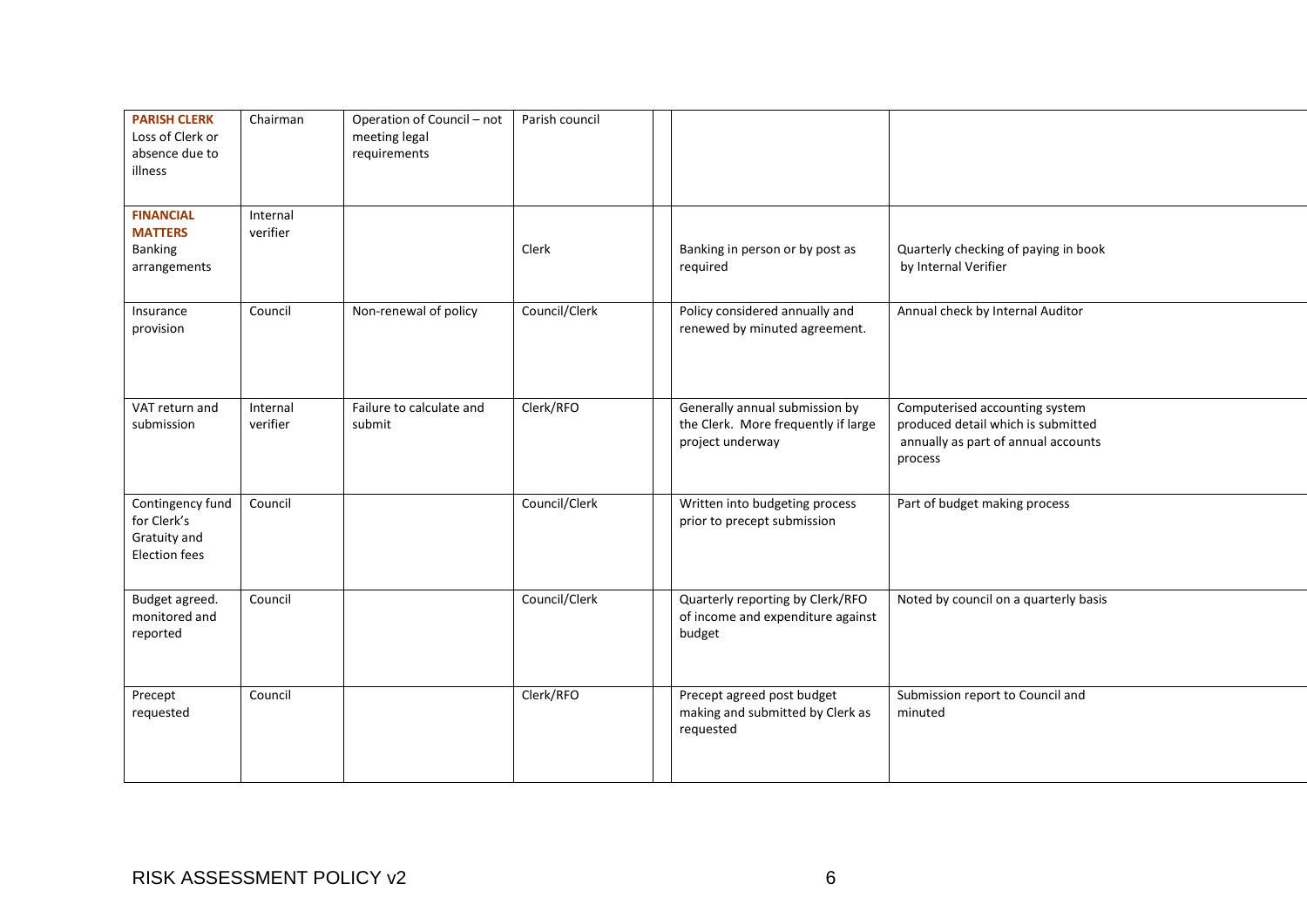| | | | | | | |
|---|---|---|---|---|---|---|
| **PARISH CLERK** Loss of Clerk or absence due to illness | Chairman | Operation of Council – not meeting legal requirements | Parish council | | | |
| **FINANCIAL MATTERS** Banking arrangements | Internal verifier | | Clerk | | Banking in person or by post as required | Quarterly checking of paying in book by Internal Verifier |
| Insurance provision | Council | Non-renewal of policy | Council/Clerk | | Policy considered annually and renewed by minuted agreement. | Annual check by Internal Auditor |
| VAT return and submission | Internal verifier | Failure to calculate and submit | Clerk/RFO | | Generally annual submission by the Clerk. More frequently if large project underway | Computerised accounting system produced detail which is submitted annually as part of annual accounts process |
| Contingency fund for Clerk's Gratuity and Election fees | Council | | Council/Clerk | | Written into budgeting process prior to precept submission | Part of budget making process |
| Budget agreed. monitored and reported | Council | | Council/Clerk | | Quarterly reporting by Clerk/RFO of income and expenditure against budget | Noted by council on a quarterly basis |
| Precept requested | Council | | Clerk/RFO | | Precept agreed post budget making and submitted by Clerk as requested | Submission report to Council and minuted |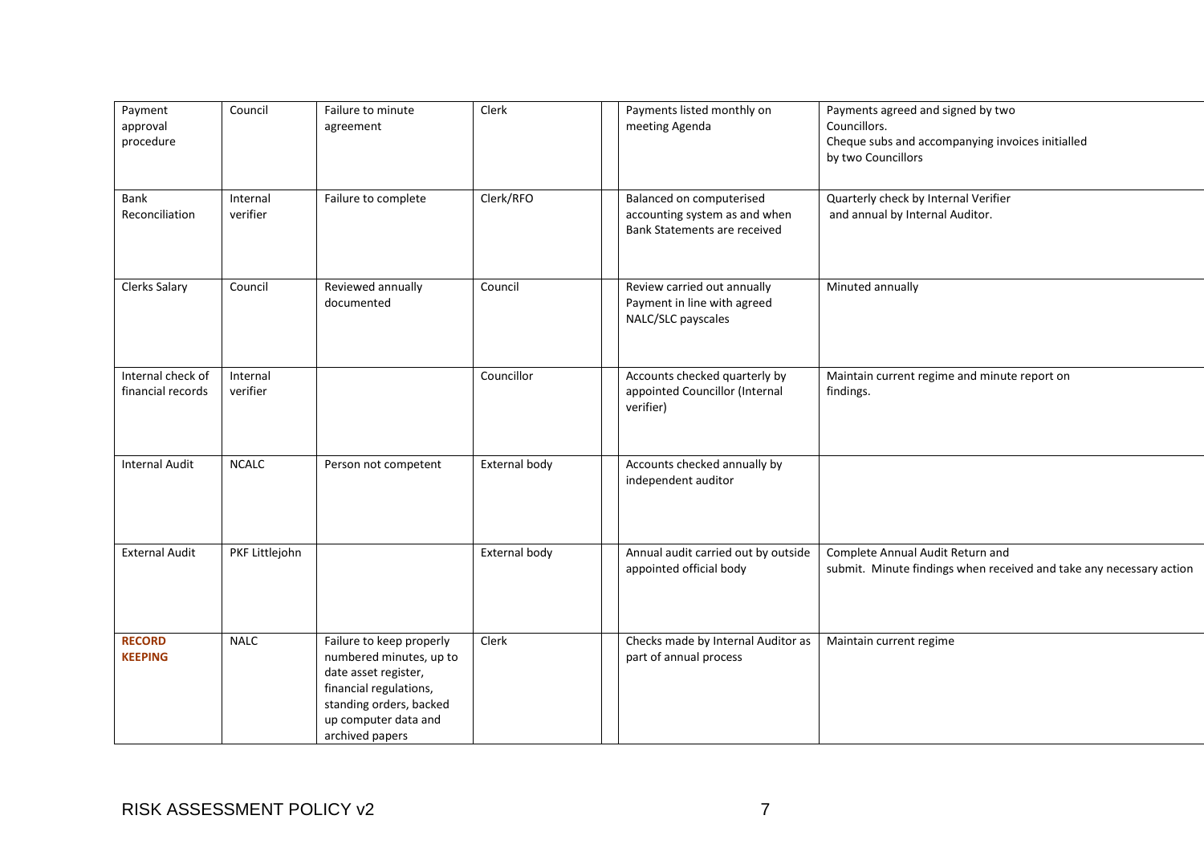| | | | | | | |
|---|---|---|---|---|---|---|
| Payment approval procedure | Council | Failure to minute agreement | Clerk | | Payments listed monthly on meeting Agenda | Payments agreed and signed by two Councillors.<br>Cheque subs and accompanying invoices initialled by two Councillors |
| Bank Reconciliation | Internal verifier | Failure to complete | Clerk/RFO | | Balanced on computerised accounting system as and when Bank Statements are received | Quarterly check by Internal Verifier and annual by Internal Auditor. |
| Clerks Salary | Council | Reviewed annually documented | Council | | Review carried out annually Payment in line with agreed NALC/SLC payscales | Minuted annually |
| Internal check of financial records | Internal verifier | | Councillor | | Accounts checked quarterly by appointed Councillor (Internal verifier) | Maintain current regime and minute report on findings. |
| Internal Audit | NCALC | Person not competent | External body | | Accounts checked annually by independent auditor | |
| External Audit | PKF Littlejohn | | External body | | Annual audit carried out by outside appointed official body | Complete Annual Audit Return and submit. Minute findings when received and take any necessary action |
| **RECORD KEEPING** | NALC | Failure to keep properly numbered minutes, up to date asset register, financial regulations, standing orders, backed up computer data and archived papers | Clerk | | Checks made by Internal Auditor as part of annual process | Maintain current regime |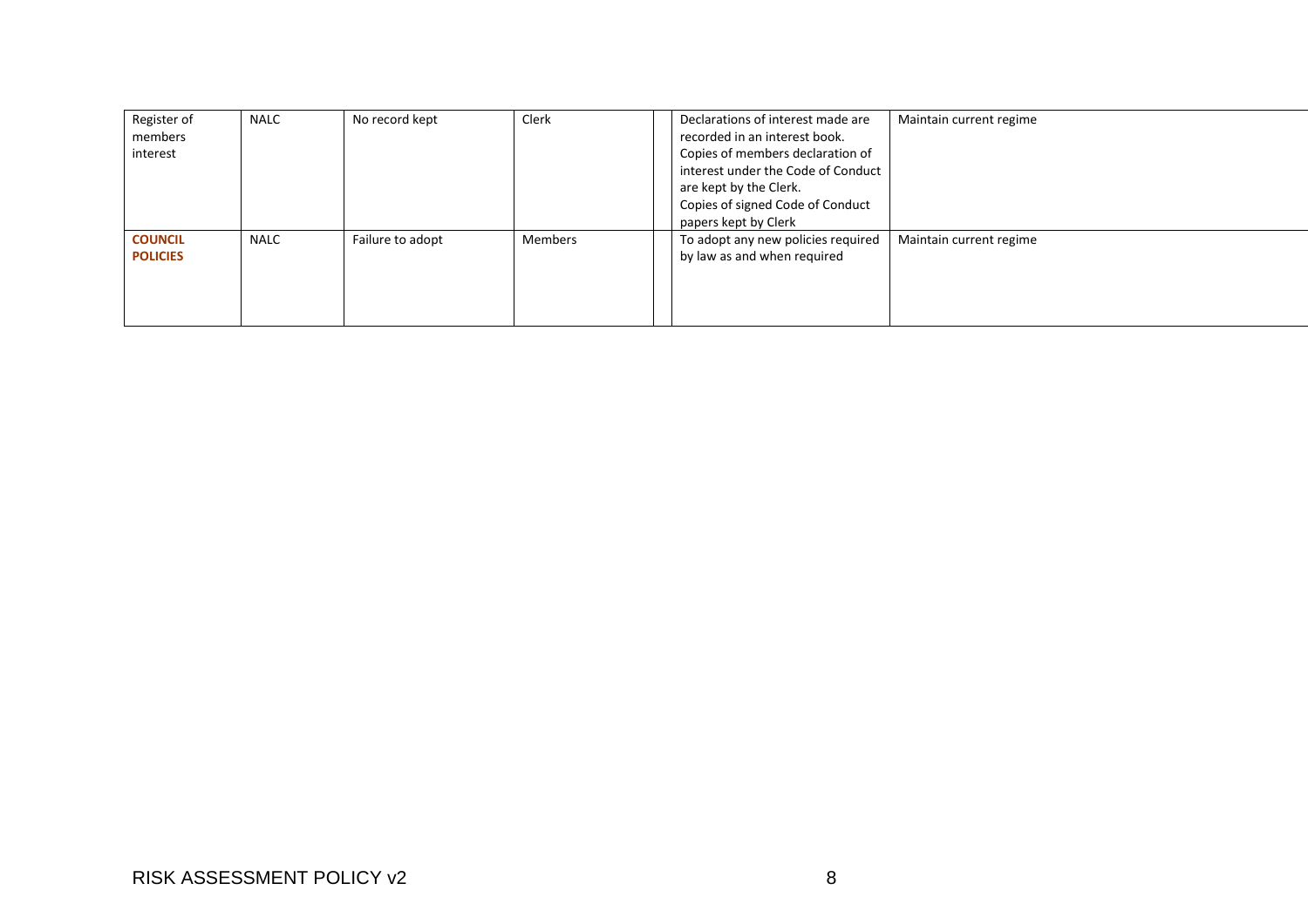| | | | | | | |
|---|---|---|---|---|---|---|
| Register of members interest | NALC | No record kept | Clerk | | Declarations of interest made are recorded in an interest book. Copies of members declaration of interest under the Code of Conduct are kept by the Clerk. Copies of signed Code of Conduct papers kept by Clerk | Maintain current regime |
| **COUNCIL POLICIES** | NALC | Failure to adopt | Members | | To adopt any new policies required by law as and when required | Maintain current regime |